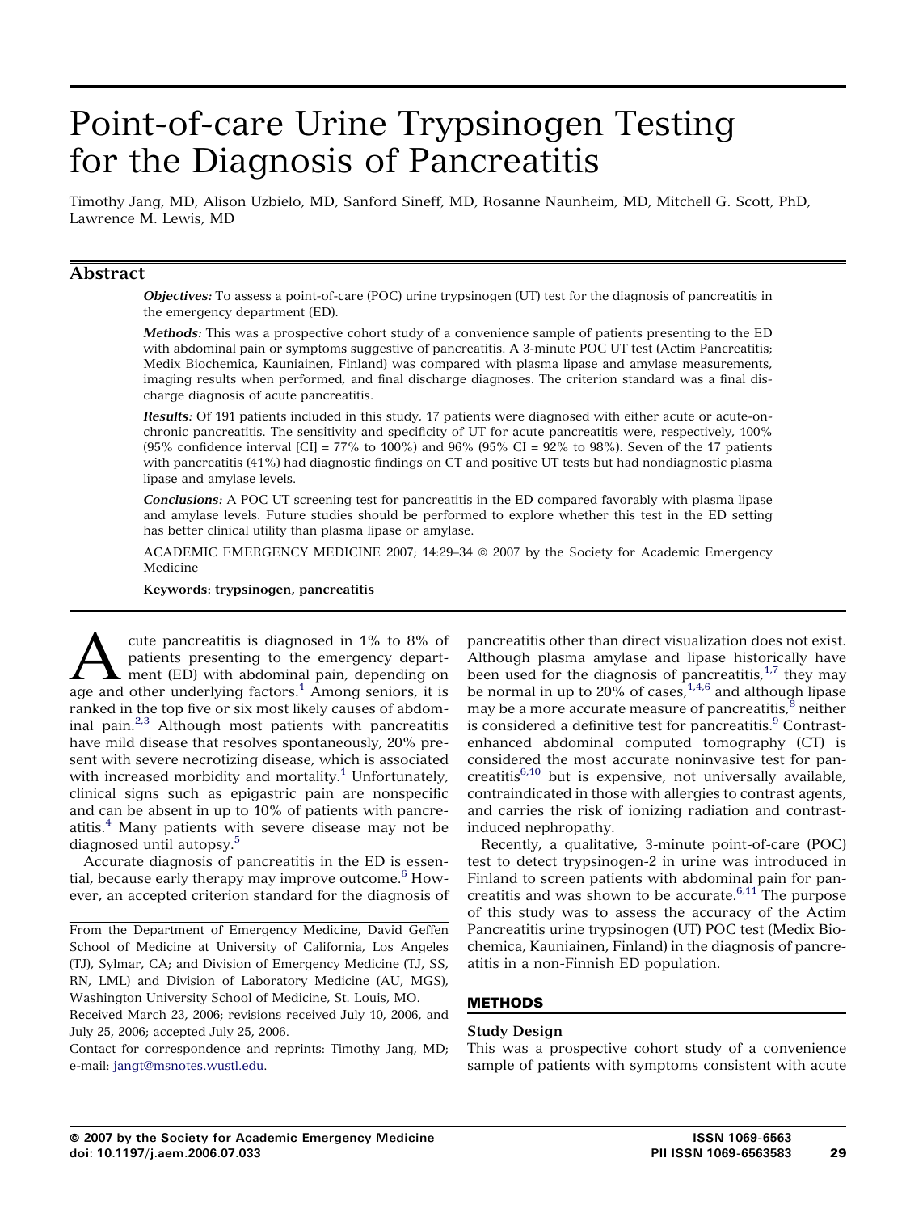# Point-of-care Urine Trypsinogen Testing for the Diagnosis of Pancreatitis

Timothy Jang, MD, Alison Uzbielo, MD, Sanford Sineff, MD, Rosanne Naunheim, MD, Mitchell G. Scott, PhD, Lawrence M. Lewis, MD

## Abstract

***Objectives:*** To assess a point-of-care (POC) urine trypsinogen (UT) test for the diagnosis of pancreatitis in the emergency department (ED).

***Methods:*** This was a prospective cohort study of a convenience sample of patients presenting to the ED with abdominal pain or symptoms suggestive of pancreatitis. A 3-minute POC UT test (Actim Pancreatitis; Medix Biochemica, Kauniainen, Finland) was compared with plasma lipase and amylase measurements, imaging results when performed, and final discharge diagnoses. The criterion standard was a final discharge diagnosis of acute pancreatitis.

***Results:*** Of 191 patients included in this study, 17 patients were diagnosed with either acute or acute-on-chronic pancreatitis. The sensitivity and specificity of UT for acute pancreatitis were, respectively, 100% (95% confidence interval [CI] = 77% to 100%) and 96% (95% CI = 92% to 98%). Seven of the 17 patients with pancreatitis (41%) had diagnostic findings on CT and positive UT tests but had nondiagnostic plasma lipase and amylase levels.

***Conclusions:*** A POC UT screening test for pancreatitis in the ED compared favorably with plasma lipase and amylase levels. Future studies should be performed to explore whether this test in the ED setting has better clinical utility than plasma lipase or amylase.

ACADEMIC EMERGENCY MEDICINE 2007; 14:29–34 © 2007 by the Society for Academic Emergency Medicine

**Keywords: trypsinogen, pancreatitis**

Acute pancreatitis is diagnosed in 1% to 8% of patients presenting to the emergency department (ED) with abdominal pain, depending on age and other underlying factors.[1] Among seniors, it is ranked in the top five or six most likely causes of abdominal pain.[2,3] Although most patients with pancreatitis have mild disease that resolves spontaneously, 20% present with severe necrotizing disease, which is associated with increased morbidity and mortality.[1] Unfortunately, clinical signs such as epigastric pain are nonspecific and can be absent in up to 10% of patients with pancreatitis.[4] Many patients with severe disease may not be diagnosed until autopsy.[5]

Accurate diagnosis of pancreatitis in the ED is essential, because early therapy may improve outcome.[6] However, an accepted criterion standard for the diagnosis of pancreatitis other than direct visualization does not exist. Although plasma amylase and lipase historically have been used for the diagnosis of pancreatitis,[1,7] they may be normal in up to 20% of cases,[1,4,6] and although lipase may be a more accurate measure of pancreatitis,[8] neither is considered a definitive test for pancreatitis.[9] Contrast-enhanced abdominal computed tomography (CT) is considered the most accurate noninvasive test for pancreatitis[6,10] but is expensive, not universally available, contraindicated in those with allergies to contrast agents, and carries the risk of ionizing radiation and contrast-induced nephropathy.

Recently, a qualitative, 3-minute point-of-care (POC) test to detect trypsinogen-2 in urine was introduced in Finland to screen patients with abdominal pain for pancreatitis and was shown to be accurate.[6,11] The purpose of this study was to assess the accuracy of the Actim Pancreatitis urine trypsinogen (UT) POC test (Medix Biochemica, Kauniainen, Finland) in the diagnosis of pancreatitis in a non-Finnish ED population.

From the Department of Emergency Medicine, David Geffen School of Medicine at University of California, Los Angeles (TJ), Sylmar, CA; and Division of Emergency Medicine (TJ, SS, RN, LML) and Division of Laboratory Medicine (AU, MGS), Washington University School of Medicine, St. Louis, MO.

Received March 23, 2006; revisions received July 10, 2006, and July 25, 2006; accepted July 25, 2006.

Contact for correspondence and reprints: Timothy Jang, MD; e-mail: jangt@msnotes.wustl.edu.

## METHODS

### Study Design

This was a prospective cohort study of a convenience sample of patients with symptoms consistent with acute

© 2007 by the Society for Academic Emergency Medicine
doi: 10.1197/j.aem.2006.07.033

ISSN 1069-6563
PII ISSN 1069-6563583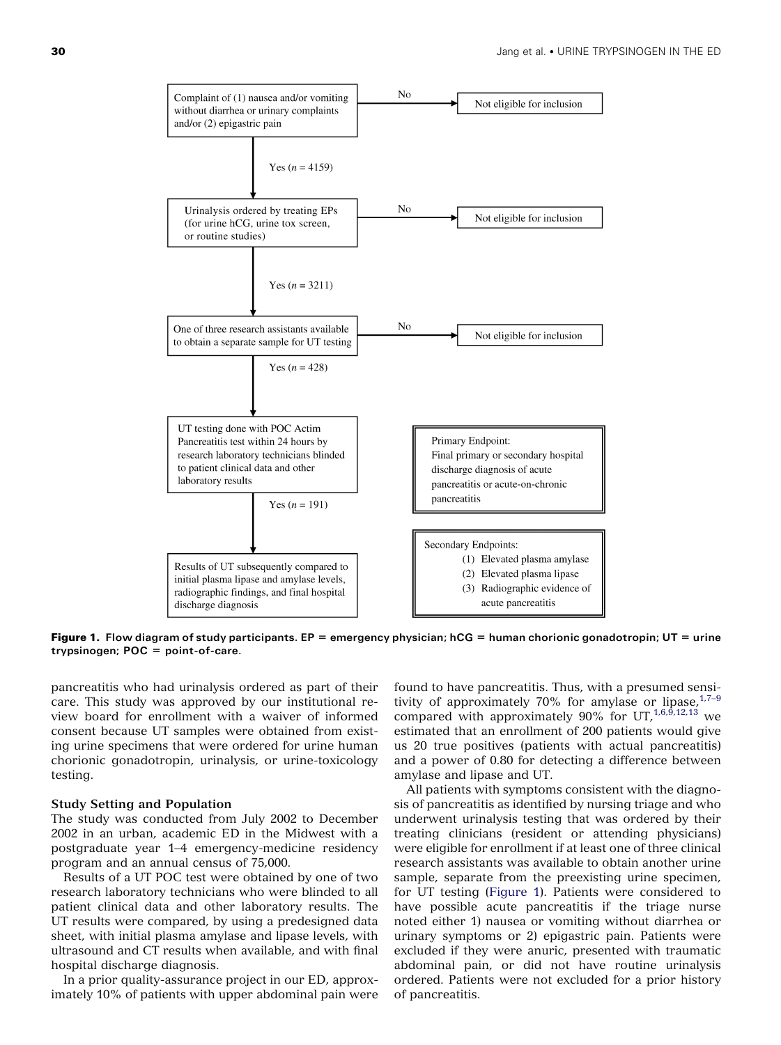Complaint of (1) nausea and/or vomiting without diarrhea or urinary complaints and/or (2) epigastric pain

No

Not eligible for inclusion

Yes ($n$ = 4159)

Urinalysis ordered by treating EPs (for urine hCG, urine tox screen, or routine studies)

No

Not eligible for inclusion

Yes ($n$ = 3211)

One of three research assistants available to obtain a separate sample for UT testing

No

Not eligible for inclusion

Yes ($n$ = 428)

UT testing done with POC Actim Pancreatitis test within 24 hours by research laboratory technicians blinded to patient clinical data and other laboratory results

Yes ($n$ = 191)

Results of UT subsequently compared to initial plasma lipase and amylase levels, radiographic findings, and final hospital discharge diagnosis

Primary Endpoint:
Final primary or secondary hospital discharge diagnosis of acute pancreatitis or acute-on-chronic pancreatitis

Secondary Endpoints:
(1) Elevated plasma amylase
(2) Elevated plasma lipase
(3) Radiographic evidence of acute pancreatitis

**Figure 1. Flow diagram of study participants. EP = emergency physician; hCG = human chorionic gonadotropin; UT = urine trypsinogen; POC = point-of-care.**

pancreatitis who had urinalysis ordered as part of their care. This study was approved by our institutional review board for enrollment with a waiver of informed consent because UT samples were obtained from existing urine specimens that were ordered for urine human chorionic gonadotropin, urinalysis, or urine-toxicology testing.

### Study Setting and Population

The study was conducted from July 2002 to December 2002 in an urban, academic ED in the Midwest with a postgraduate year 1–4 emergency-medicine residency program and an annual census of 75,000.

Results of a UT POC test were obtained by one of two research laboratory technicians who were blinded to all patient clinical data and other laboratory results. The UT results were compared, by using a predesigned data sheet, with initial plasma amylase and lipase levels, with ultrasound and CT results when available, and with final hospital discharge diagnosis.

In a prior quality-assurance project in our ED, approximately 10% of patients with upper abdominal pain were found to have pancreatitis. Thus, with a presumed sensitivity of approximately 70% for amylase or lipase,[1,7–9] compared with approximately 90% for UT,[1,6,9,12,13] we estimated that an enrollment of 200 patients would give us 20 true positives (patients with actual pancreatitis) and a power of 0.80 for detecting a difference between amylase and lipase and UT.

All patients with symptoms consistent with the diagnosis of pancreatitis as identified by nursing triage and who underwent urinalysis testing that was ordered by their treating clinicians (resident or attending physicians) were eligible for enrollment if at least one of three clinical research assistants was available to obtain another urine sample, separate from the preexisting urine specimen, for UT testing (Figure 1). Patients were considered to have possible acute pancreatitis if the triage nurse noted either 1) nausea or vomiting without diarrhea or urinary symptoms or 2) epigastric pain. Patients were excluded if they were anuric, presented with traumatic abdominal pain, or did not have routine urinalysis ordered. Patients were not excluded for a prior history of pancreatitis.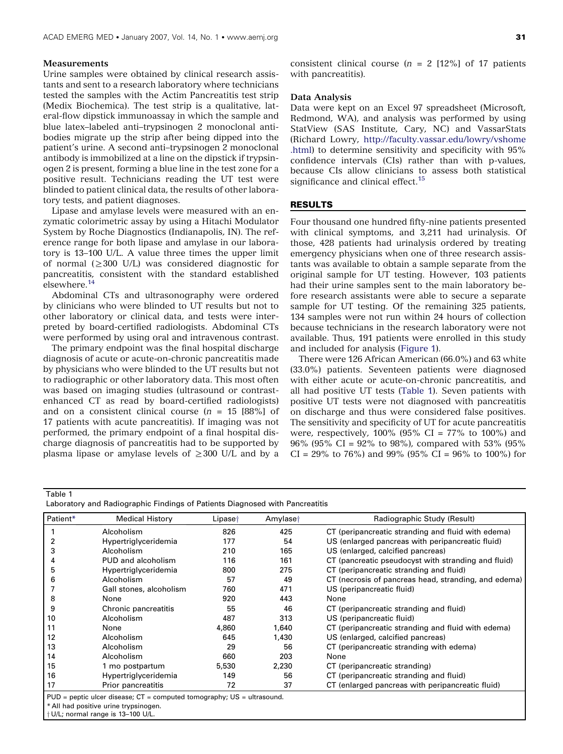### Measurements

Urine samples were obtained by clinical research assistants and sent to a research laboratory where technicians tested the samples with the Actim Pancreatitis test strip (Medix Biochemica). The test strip is a qualitative, lateral-flow dipstick immunoassay in which the sample and blue latex–labeled anti–trypsinogen 2 monoclonal antibodies migrate up the strip after being dipped into the patient's urine. A second anti–trypsinogen 2 monoclonal antibody is immobilized at a line on the dipstick if trypsinogen 2 is present, forming a blue line in the test zone for a positive result. Technicians reading the UT test were blinded to patient clinical data, the results of other laboratory tests, and patient diagnoses.

Lipase and amylase levels were measured with an enzymatic colorimetric assay by using a Hitachi Modulator System by Roche Diagnostics (Indianapolis, IN). The reference range for both lipase and amylase in our laboratory is 13–100 U/L. A value three times the upper limit of normal (≥300 U/L) was considered diagnostic for pancreatitis, consistent with the standard established elsewhere.[14]

Abdominal CTs and ultrasonography were ordered by clinicians who were blinded to UT results but not to other laboratory or clinical data, and tests were interpreted by board-certified radiologists. Abdominal CTs were performed by using oral and intravenous contrast.

The primary endpoint was the final hospital discharge diagnosis of acute or acute-on-chronic pancreatitis made by physicians who were blinded to the UT results but not to radiographic or other laboratory data. This most often was based on imaging studies (ultrasound or contrast-enhanced CT as read by board-certified radiologists) and on a consistent clinical course ($n$ = 15 [88%] of 17 patients with acute pancreatitis). If imaging was not performed, the primary endpoint of a final hospital discharge diagnosis of pancreatitis had to be supported by plasma lipase or amylase levels of ≥300 U/L and by a consistent clinical course ($n$ = 2 [12%] of 17 patients with pancreatitis).

### Data Analysis

Data were kept on an Excel 97 spreadsheet (Microsoft, Redmond, WA), and analysis was performed by using StatView (SAS Institute, Cary, NC) and VassarStats (Richard Lowry, http://faculty.vassar.edu/lowry/vshome.html) to determine sensitivity and specificity with 95% confidence intervals (CIs) rather than with p-values, because CIs allow clinicians to assess both statistical significance and clinical effect.[15]

## RESULTS

Four thousand one hundred fifty-nine patients presented with clinical symptoms, and 3,211 had urinalysis. Of those, 428 patients had urinalysis ordered by treating emergency physicians when one of three research assistants was available to obtain a sample separate from the original sample for UT testing. However, 103 patients had their urine samples sent to the main laboratory before research assistants were able to secure a separate sample for UT testing. Of the remaining 325 patients, 134 samples were not run within 24 hours of collection because technicians in the research laboratory were not available. Thus, 191 patients were enrolled in this study and included for analysis (Figure 1).

There were 126 African American (66.0%) and 63 white (33.0%) patients. Seventeen patients were diagnosed with either acute or acute-on-chronic pancreatitis, and all had positive UT tests (Table 1). Seven patients with positive UT tests were not diagnosed with pancreatitis on discharge and thus were considered false positives. The sensitivity and specificity of UT for acute pancreatitis were, respectively, 100% (95% CI = 77% to 100%) and 96% (95% CI = 92% to 98%), compared with 53% (95% CI = 29% to 76%) and 99% (95% CI = 96% to 100%) for

Table 1
Laboratory and Radiographic Findings of Patients Diagnosed with Pancreatitis

| Patient* | Medical History | Lipase† | Amylase† | Radiographic Study (Result) |
|---|---|---|---|---|
| 1 | Alcoholism | 826 | 425 | CT (peripancreatic stranding and fluid with edema) |
| 2 | Hypertriglyceridemia | 177 | 54 | US (enlarged pancreas with peripancreatic fluid) |
| 3 | Alcoholism | 210 | 165 | US (enlarged, calcified pancreas) |
| 4 | PUD and alcoholism | 116 | 161 | CT (pancreatic pseudocyst with stranding and fluid) |
| 5 | Hypertriglyceridemia | 800 | 275 | CT (peripancreatic stranding and fluid) |
| 6 | Alcoholism | 57 | 49 | CT (necrosis of pancreas head, stranding, and edema) |
| 7 | Gall stones, alcoholism | 760 | 471 | US (peripancreatic fluid) |
| 8 | None | 920 | 443 | None |
| 9 | Chronic pancreatitis | 55 | 46 | CT (peripancreatic stranding and fluid) |
| 10 | Alcoholism | 487 | 313 | US (peripancreatic fluid) |
| 11 | None | 4,860 | 1,640 | CT (peripancreatic stranding and fluid with edema) |
| 12 | Alcoholism | 645 | 1,430 | US (enlarged, calcified pancreas) |
| 13 | Alcoholism | 29 | 56 | CT (peripancreatic stranding with edema) |
| 14 | Alcoholism | 660 | 203 | None |
| 15 | 1 mo postpartum | 5,530 | 2,230 | CT (peripancreatic stranding) |
| 16 | Hypertriglyceridemia | 149 | 56 | CT (peripancreatic stranding and fluid) |
| 17 | Prior pancreatitis | 72 | 37 | CT (enlarged pancreas with peripancreatic fluid) |

PUD = peptic ulcer disease; CT = computed tomography; US = ultrasound.
* All had positive urine trypsinogen.
† U/L; normal range is 13–100 U/L.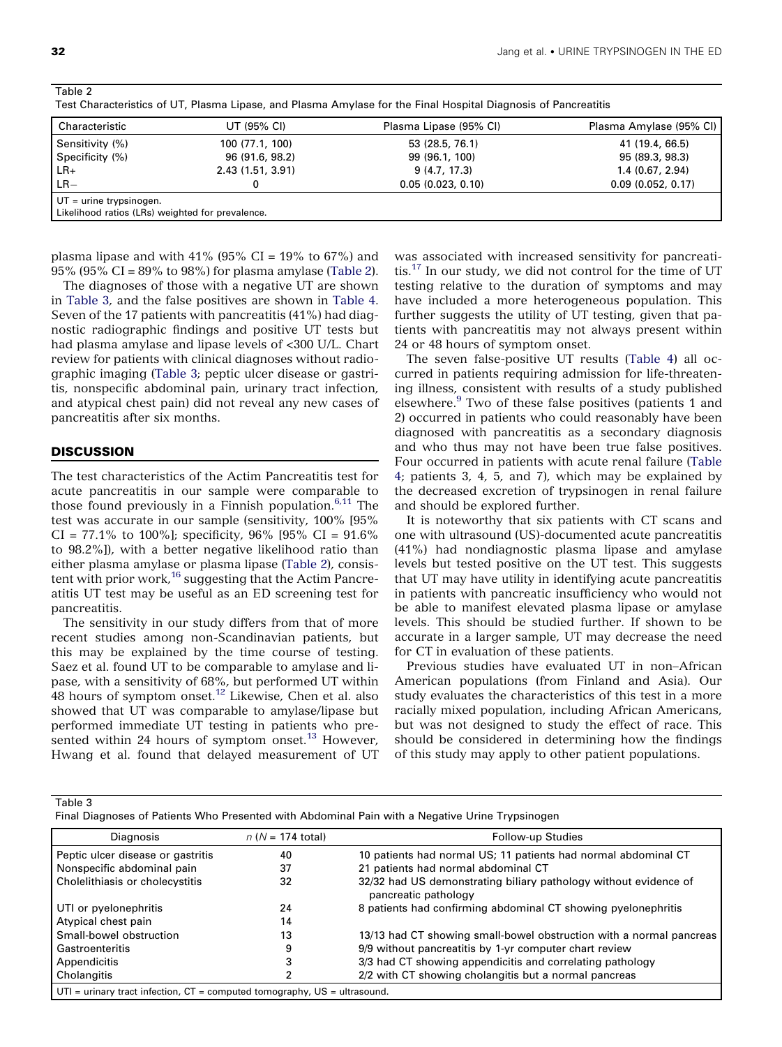Table 2
Test Characteristics of UT, Plasma Lipase, and Plasma Amylase for the Final Hospital Diagnosis of Pancreatitis

| Characteristic | UT (95% CI) | Plasma Lipase (95% CI) | Plasma Amylase (95% CI) |
|---|---|---|---|
| Sensitivity (%) | 100 (77.1, 100) | 53 (28.5, 76.1) | 41 (19.4, 66.5) |
| Specificity (%) | 96 (91.6, 98.2) | 99 (96.1, 100) | 95 (89.3, 98.3) |
| LR+ | 2.43 (1.51, 3.91) | 9 (4.7, 17.3) | 1.4 (0.67, 2.94) |
| LR− | 0 | 0.05 (0.023, 0.10) | 0.09 (0.052, 0.17) |

UT = urine trypsinogen.
Likelihood ratios (LRs) weighted for prevalence.

plasma lipase and with 41% (95% CI = 19% to 67%) and 95% (95% CI = 89% to 98%) for plasma amylase (Table 2).

The diagnoses of those with a negative UT are shown in Table 3, and the false positives are shown in Table 4. Seven of the 17 patients with pancreatitis (41%) had diagnostic radiographic findings and positive UT tests but had plasma amylase and lipase levels of <300 U/L. Chart review for patients with clinical diagnoses without radiographic imaging (Table 3; peptic ulcer disease or gastritis, nonspecific abdominal pain, urinary tract infection, and atypical chest pain) did not reveal any new cases of pancreatitis after six months.

## DISCUSSION

The test characteristics of the Actim Pancreatitis test for acute pancreatitis in our sample were comparable to those found previously in a Finnish population.[6,11] The test was accurate in our sample (sensitivity, 100% [95% CI = 77.1% to 100%]; specificity, 96% [95% CI = 91.6% to 98.2%]), with a better negative likelihood ratio than either plasma amylase or plasma lipase (Table 2), consistent with prior work,[16] suggesting that the Actim Pancreatitis UT test may be useful as an ED screening test for pancreatitis.

The sensitivity in our study differs from that of more recent studies among non-Scandinavian patients, but this may be explained by the time course of testing. Saez et al. found UT to be comparable to amylase and lipase, with a sensitivity of 68%, but performed UT within 48 hours of symptom onset.[12] Likewise, Chen et al. also showed that UT was comparable to amylase/lipase but performed immediate UT testing in patients who presented within 24 hours of symptom onset.[13] However, Hwang et al. found that delayed measurement of UT was associated with increased sensitivity for pancreatitis.[17] In our study, we did not control for the time of UT testing relative to the duration of symptoms and may have included a more heterogeneous population. This further suggests the utility of UT testing, given that patients with pancreatitis may not always present within 24 or 48 hours of symptom onset.

The seven false-positive UT results (Table 4) all occurred in patients requiring admission for life-threatening illness, consistent with results of a study published elsewhere.[9] Two of these false positives (patients 1 and 2) occurred in patients who could reasonably have been diagnosed with pancreatitis as a secondary diagnosis and who thus may not have been true false positives. Four occurred in patients with acute renal failure (Table 4; patients 3, 4, 5, and 7), which may be explained by the decreased excretion of trypsinogen in renal failure and should be explored further.

It is noteworthy that six patients with CT scans and one with ultrasound (US)-documented acute pancreatitis (41%) had nondiagnostic plasma lipase and amylase levels but tested positive on the UT test. This suggests that UT may have utility in identifying acute pancreatitis in patients with pancreatic insufficiency who would not be able to manifest elevated plasma lipase or amylase levels. This should be studied further. If shown to be accurate in a larger sample, UT may decrease the need for CT in evaluation of these patients.

Previous studies have evaluated UT in non–African American populations (from Finland and Asia). Our study evaluates the characteristics of this test in a more racially mixed population, including African Americans, but was not designed to study the effect of race. This should be considered in determining how the findings of this study may apply to other patient populations.

Table 3
Final Diagnoses of Patients Who Presented with Abdominal Pain with a Negative Urine Trypsinogen

| Diagnosis | n (N = 174 total) | Follow-up Studies |
|---|---|---|
| Peptic ulcer disease or gastritis | 40 | 10 patients had normal US; 11 patients had normal abdominal CT |
| Nonspecific abdominal pain | 37 | 21 patients had normal abdominal CT |
| Cholelithiasis or cholecystitis | 32 | 32/32 had US demonstrating biliary pathology without evidence of pancreatic pathology |
| UTI or pyelonephritis | 24 | 8 patients had confirming abdominal CT showing pyelonephritis |
| Atypical chest pain | 14 | |
| Small-bowel obstruction | 13 | 13/13 had CT showing small-bowel obstruction with a normal pancreas |
| Gastroenteritis | 9 | 9/9 without pancreatitis by 1-yr computer chart review |
| Appendicitis | 3 | 3/3 had CT showing appendicitis and correlating pathology |
| Cholangitis | 2 | 2/2 with CT showing cholangitis but a normal pancreas |

UTI = urinary tract infection, CT = computed tomography, US = ultrasound.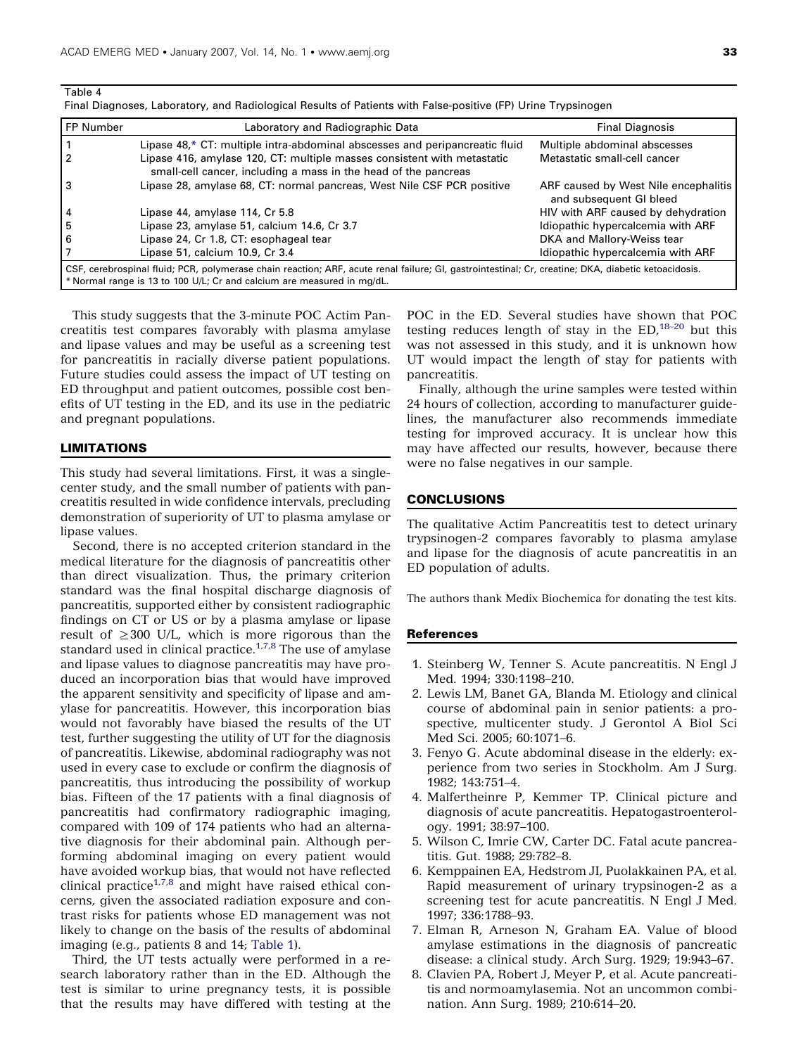Table 4
Final Diagnoses, Laboratory, and Radiological Results of Patients with False-positive (FP) Urine Trypsinogen

| FP Number | Laboratory and Radiographic Data | Final Diagnosis |
|---|---|---|
| 1 | Lipase 48,* CT: multiple intra-abdominal abscesses and peripancreatic fluid | Multiple abdominal abscesses |
| 2 | Lipase 416, amylase 120, CT: multiple masses consistent with metastatic small-cell cancer, including a mass in the head of the pancreas | Metastatic small-cell cancer |
| 3 | Lipase 28, amylase 68, CT: normal pancreas, West Nile CSF PCR positive | ARF caused by West Nile encephalitis and subsequent GI bleed |
| 4 | Lipase 44, amylase 114, Cr 5.8 | HIV with ARF caused by dehydration |
| 5 | Lipase 23, amylase 51, calcium 14.6, Cr 3.7 | Idiopathic hypercalcemia with ARF |
| 6 | Lipase 24, Cr 1.8, CT: esophageal tear | DKA and Mallory-Weiss tear |
| 7 | Lipase 51, calcium 10.9, Cr 3.4 | Idiopathic hypercalcemia with ARF |

CSF, cerebrospinal fluid; PCR, polymerase chain reaction; ARF, acute renal failure; GI, gastrointestinal; Cr, creatine; DKA, diabetic ketoacidosis.
* Normal range is 13 to 100 U/L; Cr and calcium are measured in mg/dL.

This study suggests that the 3-minute POC Actim Pancreatitis test compares favorably with plasma amylase and lipase values and may be useful as a screening test for pancreatitis in racially diverse patient populations. Future studies could assess the impact of UT testing on ED throughput and patient outcomes, possible cost benefits of UT testing in the ED, and its use in the pediatric and pregnant populations.

## LIMITATIONS

This study had several limitations. First, it was a single-center study, and the small number of patients with pancreatitis resulted in wide confidence intervals, precluding demonstration of superiority of UT to plasma amylase or lipase values.

Second, there is no accepted criterion standard in the medical literature for the diagnosis of pancreatitis other than direct visualization. Thus, the primary criterion standard was the final hospital discharge diagnosis of pancreatitis, supported either by consistent radiographic findings on CT or US or by a plasma amylase or lipase result of ≥300 U/L, which is more rigorous than the standard used in clinical practice.[1,7,8] The use of amylase and lipase values to diagnose pancreatitis may have produced an incorporation bias that would have improved the apparent sensitivity and specificity of lipase and amylase for pancreatitis. However, this incorporation bias would not favorably have biased the results of the UT test, further suggesting the utility of UT for the diagnosis of pancreatitis. Likewise, abdominal radiography was not used in every case to exclude or confirm the diagnosis of pancreatitis, thus introducing the possibility of workup bias. Fifteen of the 17 patients with a final diagnosis of pancreatitis had confirmatory radiographic imaging, compared with 109 of 174 patients who had an alternative diagnosis for their abdominal pain. Although performing abdominal imaging on every patient would have avoided workup bias, that would not have reflected clinical practice[1,7,8] and might have raised ethical concerns, given the associated radiation exposure and contrast risks for patients whose ED management was not likely to change on the basis of the results of abdominal imaging (e.g., patients 8 and 14; Table 1).

Third, the UT tests actually were performed in a research laboratory rather than in the ED. Although the test is similar to urine pregnancy tests, it is possible that the results may have differed with testing at the POC in the ED. Several studies have shown that POC testing reduces length of stay in the ED,[18–20] but this was not assessed in this study, and it is unknown how UT would impact the length of stay for patients with pancreatitis.

Finally, although the urine samples were tested within 24 hours of collection, according to manufacturer guidelines, the manufacturer also recommends immediate testing for improved accuracy. It is unclear how this may have affected our results, however, because there were no false negatives in our sample.

## CONCLUSIONS

The qualitative Actim Pancreatitis test to detect urinary trypsinogen-2 compares favorably to plasma amylase and lipase for the diagnosis of acute pancreatitis in an ED population of adults.

The authors thank Medix Biochemica for donating the test kits.

### References

1. Steinberg W, Tenner S. Acute pancreatitis. N Engl J Med. 1994; 330:1198–210.
2. Lewis LM, Banet GA, Blanda M. Etiology and clinical course of abdominal pain in senior patients: a prospective, multicenter study. J Gerontol A Biol Sci Med Sci. 2005; 60:1071–6.
3. Fenyo G. Acute abdominal disease in the elderly: experience from two series in Stockholm. Am J Surg. 1982; 143:751–4.
4. Malfertheinre P, Kemmer TP. Clinical picture and diagnosis of acute pancreatitis. Hepatogastroenterology. 1991; 38:97–100.
5. Wilson C, Imrie CW, Carter DC. Fatal acute pancreatitis. Gut. 1988; 29:782–8.
6. Kemppainen EA, Hedstrom JI, Puolakkainen PA, et al. Rapid measurement of urinary trypsinogen-2 as a screening test for acute pancreatitis. N Engl J Med. 1997; 336:1788–93.
7. Elman R, Arneson N, Graham EA. Value of blood amylase estimations in the diagnosis of pancreatic disease: a clinical study. Arch Surg. 1929; 19:943–67.
8. Clavien PA, Robert J, Meyer P, et al. Acute pancreatitis and normoamylasemia. Not an uncommon combination. Ann Surg. 1989; 210:614–20.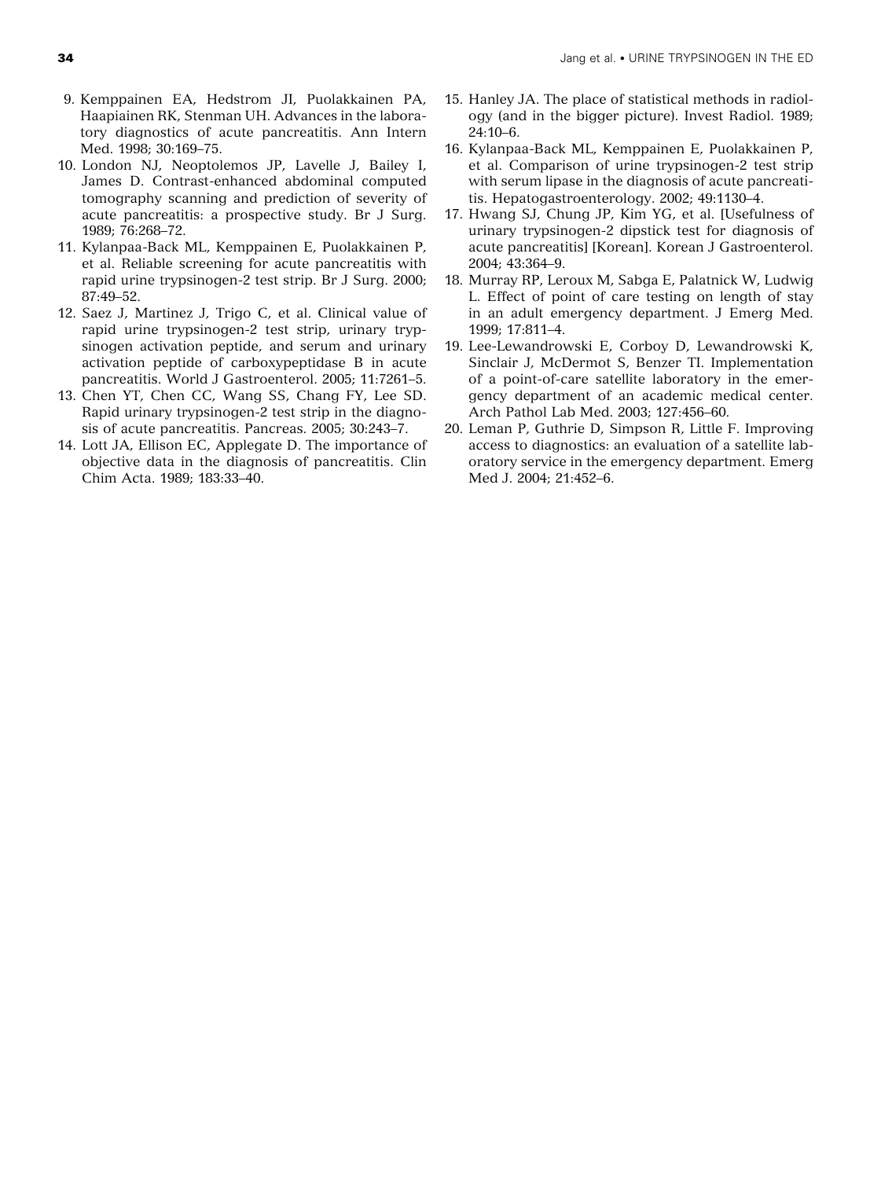9. Kemppainen EA, Hedstrom JI, Puolakkainen PA, Haapiainen RK, Stenman UH. Advances in the laboratory diagnostics of acute pancreatitis. Ann Intern Med. 1998; 30:169–75.
10. London NJ, Neoptolemos JP, Lavelle J, Bailey I, James D. Contrast-enhanced abdominal computed tomography scanning and prediction of severity of acute pancreatitis: a prospective study. Br J Surg. 1989; 76:268–72.
11. Kylanpaa-Back ML, Kemppainen E, Puolakkainen P, et al. Reliable screening for acute pancreatitis with rapid urine trypsinogen-2 test strip. Br J Surg. 2000; 87:49–52.
12. Saez J, Martinez J, Trigo C, et al. Clinical value of rapid urine trypsinogen-2 test strip, urinary trypsinogen activation peptide, and serum and urinary activation peptide of carboxypeptidase B in acute pancreatitis. World J Gastroenterol. 2005; 11:7261–5.
13. Chen YT, Chen CC, Wang SS, Chang FY, Lee SD. Rapid urinary trypsinogen-2 test strip in the diagnosis of acute pancreatitis. Pancreas. 2005; 30:243–7.
14. Lott JA, Ellison EC, Applegate D. The importance of objective data in the diagnosis of pancreatitis. Clin Chim Acta. 1989; 183:33–40.
15. Hanley JA. The place of statistical methods in radiology (and in the bigger picture). Invest Radiol. 1989; 24:10–6.
16. Kylanpaa-Back ML, Kemppainen E, Puolakkainen P, et al. Comparison of urine trypsinogen-2 test strip with serum lipase in the diagnosis of acute pancreatitis. Hepatogastroenterology. 2002; 49:1130–4.
17. Hwang SJ, Chung JP, Kim YG, et al. [Usefulness of urinary trypsinogen-2 dipstick test for diagnosis of acute pancreatitis] [Korean]. Korean J Gastroenterol. 2004; 43:364–9.
18. Murray RP, Leroux M, Sabga E, Palatnick W, Ludwig L. Effect of point of care testing on length of stay in an adult emergency department. J Emerg Med. 1999; 17:811–4.
19. Lee-Lewandrowski E, Corboy D, Lewandrowski K, Sinclair J, McDermot S, Benzer TI. Implementation of a point-of-care satellite laboratory in the emergency department of an academic medical center. Arch Pathol Lab Med. 2003; 127:456–60.
20. Leman P, Guthrie D, Simpson R, Little F. Improving access to diagnostics: an evaluation of a satellite laboratory service in the emergency department. Emerg Med J. 2004; 21:452–6.